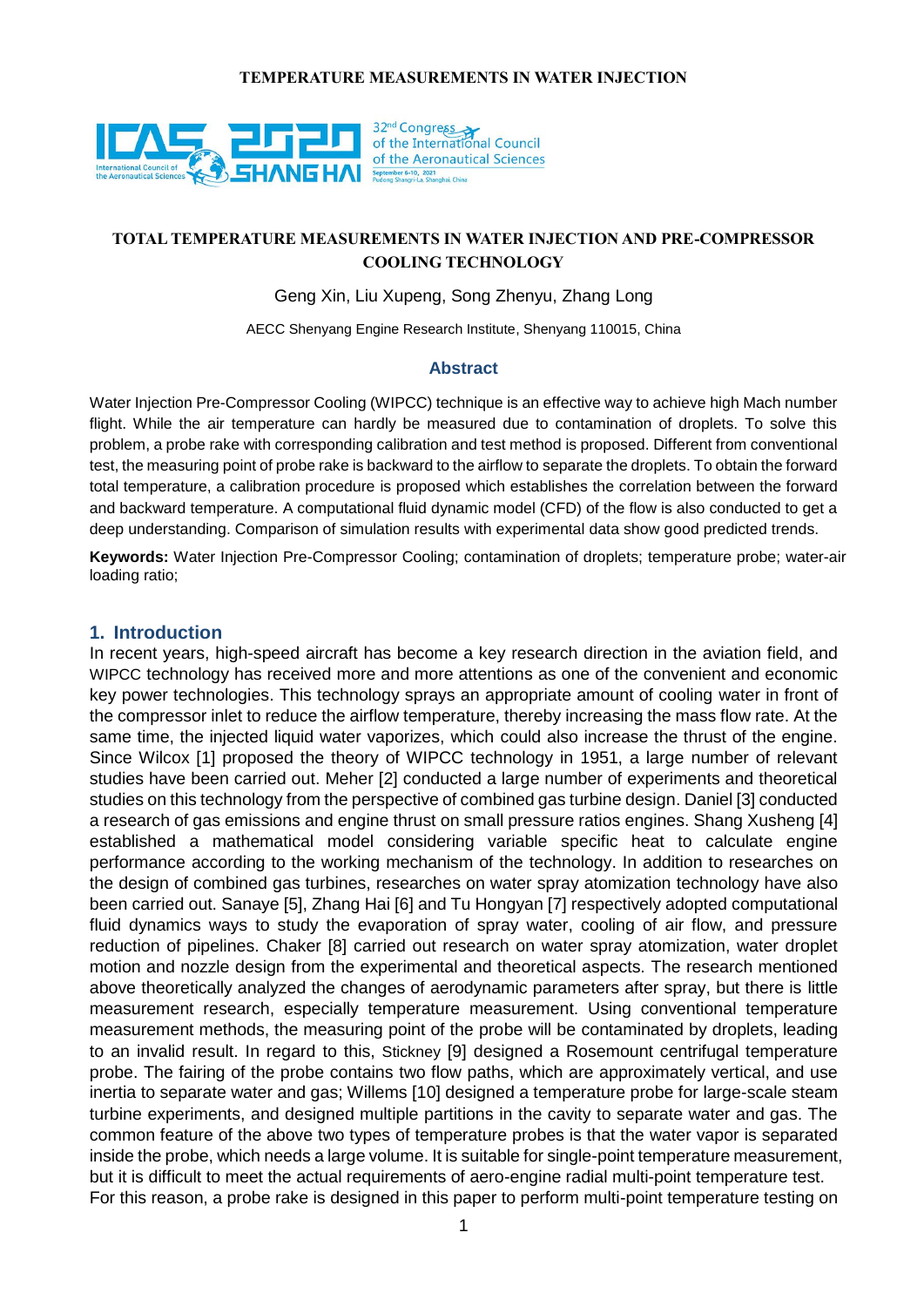# TOTAL TEMPERATURE MEASUREMENTS IN WATER INJECTION AND PRE-COMPRESSOR COOLING TECHNOLOGY

Geng Xin, Liu Xupeng, Song Zhenyu, Zhang Long

AECC Shenyang Engine Research Institute, Shenyang 110015, China

## Abstract

Water Injection Pre-Compressor Cooling (WIPCC) technique is an effective way to achieve high Mach number flight. While the air temperature can hardly be measured due to contamination of droplets. To solve this problem, a probe rake with corresponding calibration and test method is proposed. Different from conventional test, the measuring point of probe rake is backward to the airflow to separate the droplets. To obtain the forward total temperature, a calibration procedure is proposed which establishes the correlation between the forward and backward temperature. A computational fluid dynamic model (CFD) of the flow is also conducted to get a deep understanding. Comparison of simulation results with experimental data show good predicted trends.

**Keywords:** Water Injection Pre-Compressor Cooling; contamination of droplets; temperature probe; water-air loading ratio;

## 1. Introduction

In recent years, high-speed aircraft has become a key research direction in the aviation field, and WIPCC technology has received more and more attentions as one of the convenient and economic key power technologies. This technology sprays an appropriate amount of cooling water in front of the compressor inlet to reduce the airflow temperature, thereby increasing the mass flow rate. At the same time, the injected liquid water vaporizes, which could also increase the thrust of the engine. Since Wilcox [1] proposed the theory of WIPCC technology in 1951, a large number of relevant studies have been carried out. Meher [2] conducted a large number of experiments and theoretical studies on this technology from the perspective of combined gas turbine design. Daniel [3] conducted a research of gas emissions and engine thrust on small pressure ratios engines. Shang Xusheng [4] established a mathematical model considering variable specific heat to calculate engine performance according to the working mechanism of the technology. In addition to researches on the design of combined gas turbines, researches on water spray atomization technology have also been carried out. Sanaye [5], Zhang Hai [6] and Tu Hongyan [7] respectively adopted computational fluid dynamics ways to study the evaporation of spray water, cooling of air flow, and pressure reduction of pipelines. Chaker [8] carried out research on water spray atomization, water droplet motion and nozzle design from the experimental and theoretical aspects. The research mentioned above theoretically analyzed the changes of aerodynamic parameters after spray, but there is little measurement research, especially temperature measurement. Using conventional temperature measurement methods, the measuring point of the probe will be contaminated by droplets, leading to an invalid result. In regard to this, Stickney [9] designed a Rosemount centrifugal temperature probe. The fairing of the probe contains two flow paths, which are approximately vertical, and use inertia to separate water and gas; Willems [10] designed a temperature probe for large-scale steam turbine experiments, and designed multiple partitions in the cavity to separate water and gas. The common feature of the above two types of temperature probes is that the water vapor is separated inside the probe, which needs a large volume. It is suitable for single-point temperature measurement, but it is difficult to meet the actual requirements of aero-engine radial multi-point temperature test. For this reason, a probe rake is designed in this paper to perform multi-point temperature testing on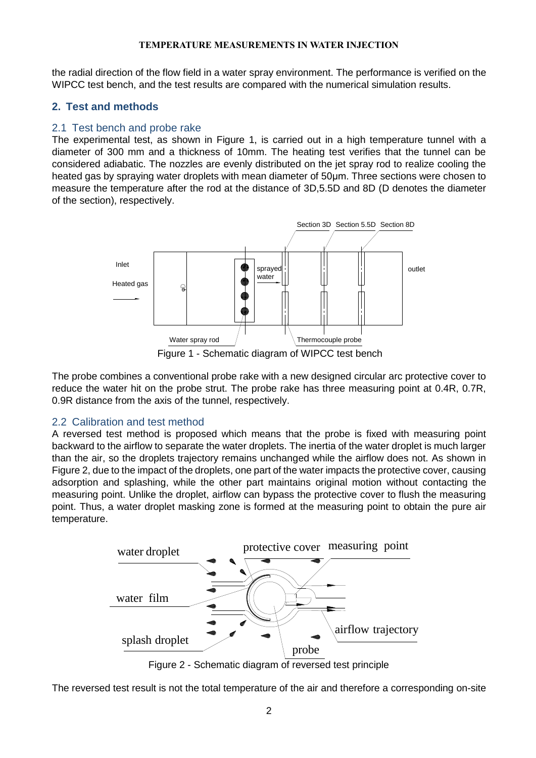the radial direction of the flow field in a water spray environment. The performance is verified on the WIPCC test bench, and the test results are compared with the numerical simulation results.

## 2. Test and methods

### 2.1 Test bench and probe rake

The experimental test, as shown in Figure 1, is carried out in a high temperature tunnel with a diameter of 300 mm and a thickness of 10mm. The heating test verifies that the tunnel can be considered adiabatic. The nozzles are evenly distributed on the jet spray rod to realize cooling the heated gas by spraying water droplets with mean diameter of 50μm. Three sections were chosen to measure the temperature after the rod at the distance of 3D,5.5D and 8D (D denotes the diameter of the section), respectively.

Figure 1 - Schematic diagram of WIPCC test bench

The probe combines a conventional probe rake with a new designed circular arc protective cover to reduce the water hit on the probe strut. The probe rake has three measuring point at 0.4R, 0.7R, 0.9R distance from the axis of the tunnel, respectively.

### 2.2 Calibration and test method

A reversed test method is proposed which means that the probe is fixed with measuring point backward to the airflow to separate the water droplets. The inertia of the water droplet is much larger than the air, so the droplets trajectory remains unchanged while the airflow does not. As shown in Figure 2, due to the impact of the droplets, one part of the water impacts the protective cover, causing adsorption and splashing, while the other part maintains original motion without contacting the measuring point. Unlike the droplet, airflow can bypass the protective cover to flush the measuring point. Thus, a water droplet masking zone is formed at the measuring point to obtain the pure air temperature.

Figure 2 - Schematic diagram of reversed test principle

The reversed test result is not the total temperature of the air and therefore a corresponding on-site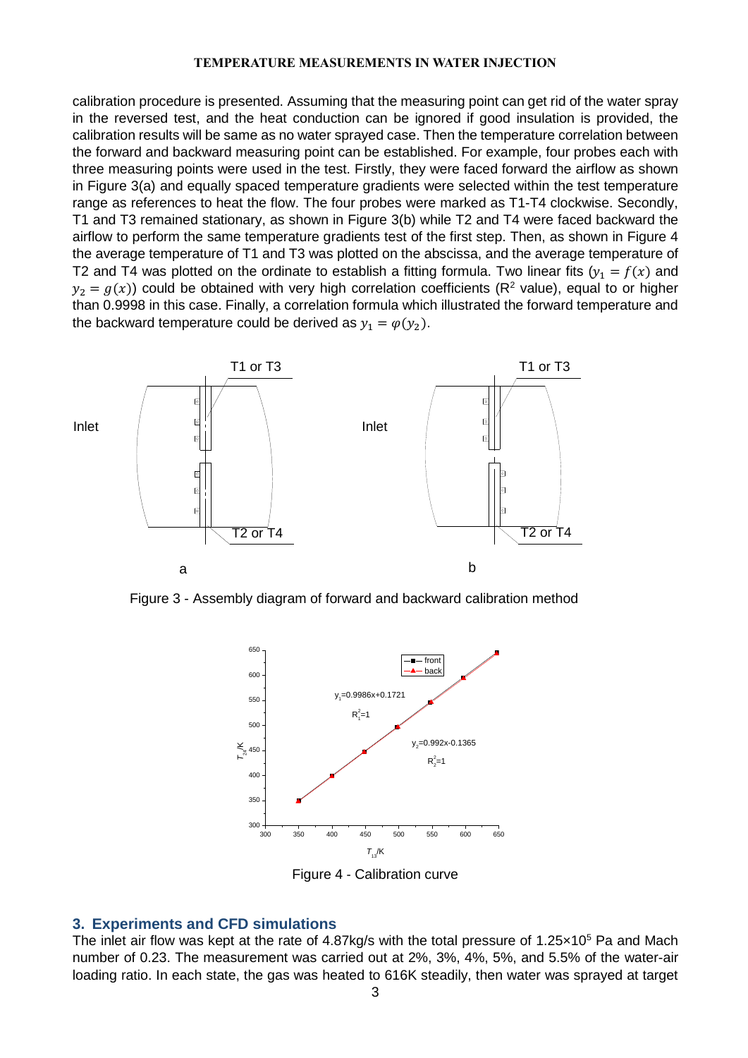calibration procedure is presented. Assuming that the measuring point can get rid of the water spray in the reversed test, and the heat conduction can be ignored if good insulation is provided, the calibration results will be same as no water sprayed case. Then the temperature correlation between the forward and backward measuring point can be established. For example, four probes each with three measuring points were used in the test. Firstly, they were faced forward the airflow as shown in Figure 3(a) and equally spaced temperature gradients were selected within the test temperature range as references to heat the flow. The four probes were marked as T1-T4 clockwise. Secondly, T1 and T3 remained stationary, as shown in Figure 3(b) while T2 and T4 were faced backward the airflow to perform the same temperature gradients test of the first step. Then, as shown in Figure 4 the average temperature of T1 and T3 was plotted on the abscissa, and the average temperature of T2 and T4 was plotted on the ordinate to establish a fitting formula. Two linear fits ($y_1 = f(x)$ and $y_2 = g(x)$) could be obtained with very high correlation coefficients ($R^2$ value), equal to or higher than 0.9998 in this case. Finally, a correlation formula which illustrated the forward temperature and the backward temperature could be derived as $y_1 = \varphi(y_2)$.

Figure 3 - Assembly diagram of forward and backward calibration method

Figure 4 - Calibration curve

## 3. Experiments and CFD simulations

The inlet air flow was kept at the rate of 4.87kg/s with the total pressure of $1.25\times10^5$ Pa and Mach number of 0.23. The measurement was carried out at 2%, 3%, 4%, 5%, and 5.5% of the water-air loading ratio. In each state, the gas was heated to 616K steadily, then water was sprayed at target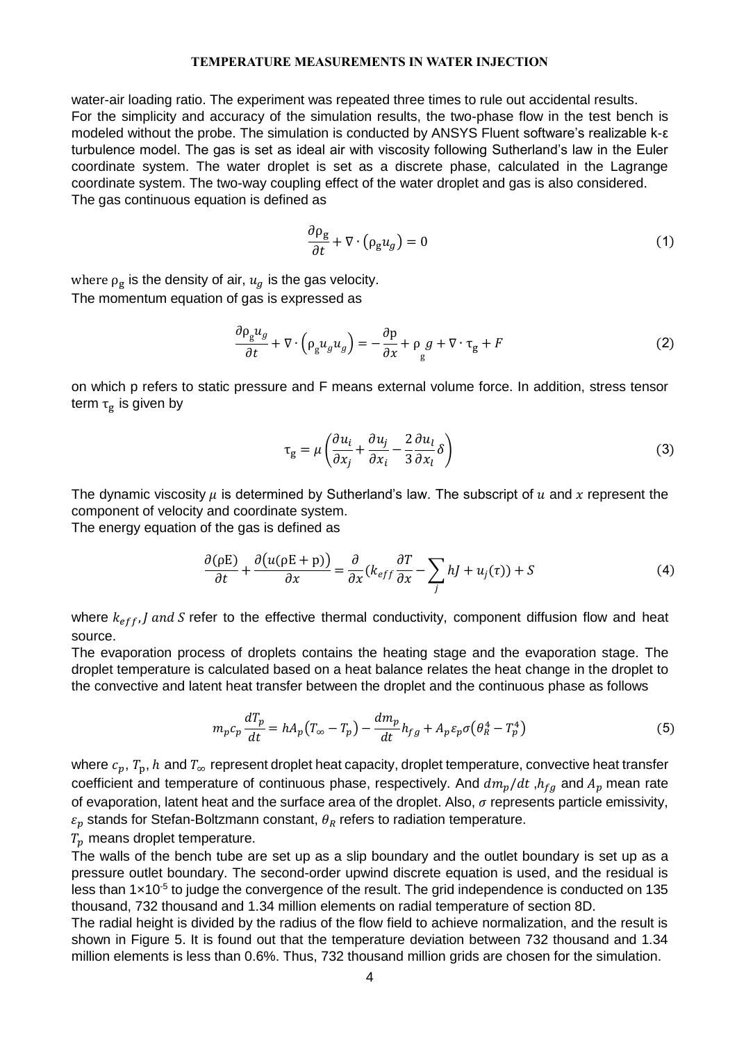water-air loading ratio. The experiment was repeated three times to rule out accidental results. For the simplicity and accuracy of the simulation results, the two-phase flow in the test bench is modeled without the probe. The simulation is conducted by ANSYS Fluent software's realizable k-ε turbulence model. The gas is set as ideal air with viscosity following Sutherland's law in the Euler coordinate system. The water droplet is set as a discrete phase, calculated in the Lagrange coordinate system. The two-way coupling effect of the water droplet and gas is also considered. The gas continuous equation is defined as

$$\frac{\partial \rho_g}{\partial t} + \nabla \cdot (\rho_g u_g) = 0 \tag{1}$$

where $\rho_g$ is the density of air, $u_g$ is the gas velocity.
The momentum equation of gas is expressed as

$$\frac{\partial \rho_g u_g}{\partial t} + \nabla \cdot (\rho_g u_g u_g) = -\frac{\partial p}{\partial x} + \rho_g g + \nabla \cdot \tau_g + F \tag{2}$$

on which p refers to static pressure and F means external volume force. In addition, stress tensor term $\tau_g$ is given by

$$\tau_g = \mu \left( \frac{\partial u_i}{\partial x_j} + \frac{\partial u_j}{\partial x_i} - \frac{2}{3} \frac{\partial u_l}{\partial x_l} \delta \right) \tag{3}$$

The dynamic viscosity $\mu$ is determined by Sutherland's law. The subscript of $u$ and $x$ represent the component of velocity and coordinate system.
The energy equation of the gas is defined as

$$\frac{\partial (\rho E)}{\partial t} + \frac{\partial (u(\rho E + p))}{\partial x} = \frac{\partial}{\partial x} (k_{eff} \frac{\partial T}{\partial x} - \sum_j hJ + u_j(\tau)) + S \tag{4}$$

where $k_{eff}, J$ $and$ $S$ refer to the effective thermal conductivity, component diffusion flow and heat source.
The evaporation process of droplets contains the heating stage and the evaporation stage. The droplet temperature is calculated based on a heat balance relates the heat change in the droplet to the convective and latent heat transfer between the droplet and the continuous phase as follows

$$m_p c_p \frac{dT_p}{dt} = hA_p (T_\infty - T_p) - \frac{dm_p}{dt} h_{fg} + A_p \varepsilon_p \sigma (\theta_R^4 - T_p^4) \tag{5}$$

where $c_p$, $T_p$, $h$ and $T_\infty$ represent droplet heat capacity, droplet temperature, convective heat transfer coefficient and temperature of continuous phase, respectively. And $dm_p/dt$ ,$h_{fg}$ and $A_p$ mean rate of evaporation, latent heat and the surface area of the droplet. Also, $\sigma$ represents particle emissivity, $\varepsilon_p$ stands for Stefan-Boltzmann constant, $\theta_R$ refers to radiation temperature.
$T_p$ means droplet temperature.
The walls of the bench tube are set up as a slip boundary and the outlet boundary is set up as a pressure outlet boundary. The second-order upwind discrete equation is used, and the residual is less than $1\times10^{-5}$ to judge the convergence of the result. The grid independence is conducted on 135 thousand, 732 thousand and 1.34 million elements on radial temperature of section 8D.
The radial height is divided by the radius of the flow field to achieve normalization, and the result is shown in Figure 5. It is found out that the temperature deviation between 732 thousand and 1.34 million elements is less than 0.6%. Thus, 732 thousand million grids are chosen for the simulation.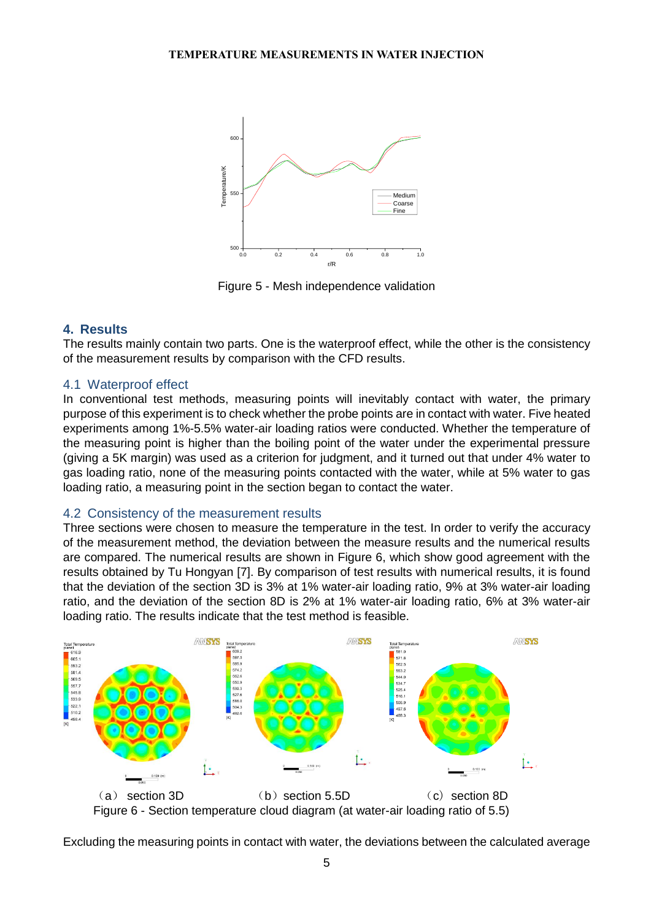Figure 5 - Mesh independence validation

## 4. Results

The results mainly contain two parts. One is the waterproof effect, while the other is the consistency of the measurement results by comparison with the CFD results.

### 4.1 Waterproof effect

In conventional test methods, measuring points will inevitably contact with water, the primary purpose of this experiment is to check whether the probe points are in contact with water. Five heated experiments among 1%-5.5% water-air loading ratios were conducted. Whether the temperature of the measuring point is higher than the boiling point of the water under the experimental pressure (giving a 5K margin) was used as a criterion for judgment, and it turned out that under 4% water to gas loading ratio, none of the measuring points contacted with the water, while at 5% water to gas loading ratio, a measuring point in the section began to contact the water.

### 4.2 Consistency of the measurement results

Three sections were chosen to measure the temperature in the test. In order to verify the accuracy of the measurement method, the deviation between the measure results and the numerical results are compared. The numerical results are shown in Figure 6, which show good agreement with the results obtained by Tu Hongyan [7]. By comparison of test results with numerical results, it is found that the deviation of the section 3D is 3% at 1% water-air loading ratio, 9% at 3% water-air loading ratio, and the deviation of the section 8D is 2% at 1% water-air loading ratio, 6% at 3% water-air loading ratio. The results indicate that the test method is feasible.

（a） section 3D （b） section 5.5D （c） section 8D

Figure 6 - Section temperature cloud diagram (at water-air loading ratio of 5.5)

Excluding the measuring points in contact with water, the deviations between the calculated average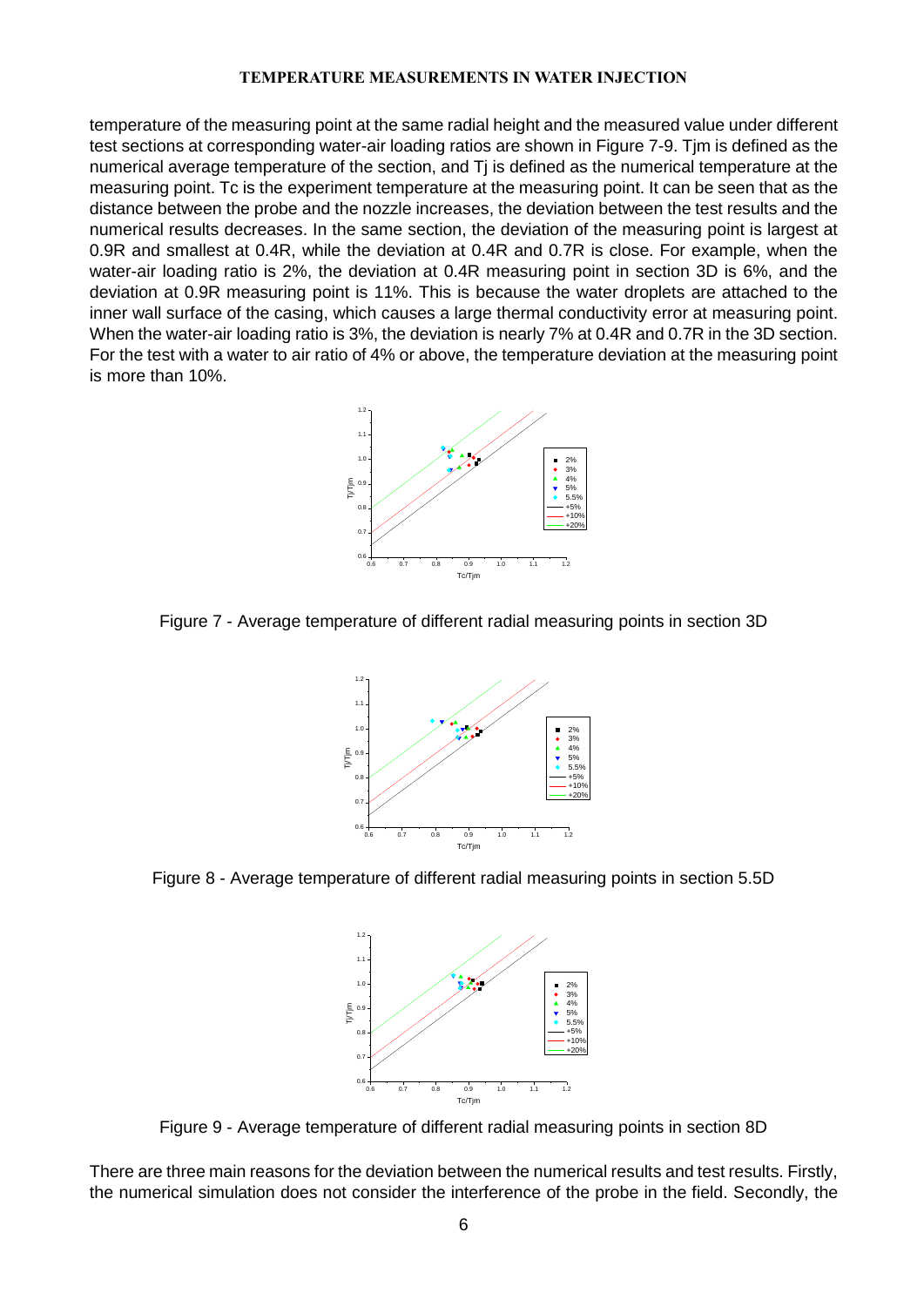temperature of the measuring point at the same radial height and the measured value under different test sections at corresponding water-air loading ratios are shown in Figure 7-9. Tjm is defined as the numerical average temperature of the section, and Tj is defined as the numerical temperature at the measuring point. Tc is the experiment temperature at the measuring point. It can be seen that as the distance between the probe and the nozzle increases, the deviation between the test results and the numerical results decreases. In the same section, the deviation of the measuring point is largest at 0.9R and smallest at 0.4R, while the deviation at 0.4R and 0.7R is close. For example, when the water-air loading ratio is 2%, the deviation at 0.4R measuring point in section 3D is 6%, and the deviation at 0.9R measuring point is 11%. This is because the water droplets are attached to the inner wall surface of the casing, which causes a large thermal conductivity error at measuring point. When the water-air loading ratio is 3%, the deviation is nearly 7% at 0.4R and 0.7R in the 3D section. For the test with a water to air ratio of 4% or above, the temperature deviation at the measuring point is more than 10%.

Figure 7 - Average temperature of different radial measuring points in section 3D

Figure 8 - Average temperature of different radial measuring points in section 5.5D

Figure 9 - Average temperature of different radial measuring points in section 8D

There are three main reasons for the deviation between the numerical results and test results. Firstly, the numerical simulation does not consider the interference of the probe in the field. Secondly, the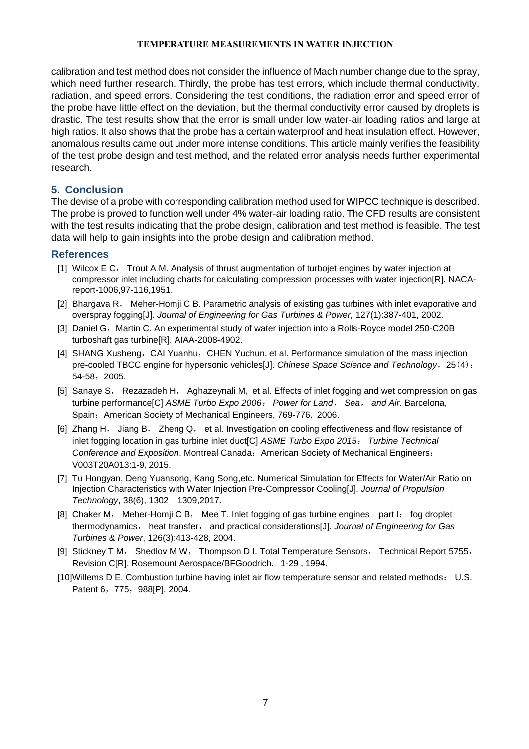calibration and test method does not consider the influence of Mach number change due to the spray, which need further research. Thirdly, the probe has test errors, which include thermal conductivity, radiation, and speed errors. Considering the test conditions, the radiation error and speed error of the probe have little effect on the deviation, but the thermal conductivity error caused by droplets is drastic. The test results show that the error is small under low water-air loading ratios and large at high ratios. It also shows that the probe has a certain waterproof and heat insulation effect. However, anomalous results came out under more intense conditions. This article mainly verifies the feasibility of the test probe design and test method, and the related error analysis needs further experimental research.

## 5. Conclusion

The devise of a probe with corresponding calibration method used for WIPCC technique is described. The probe is proved to function well under 4% water-air loading ratio. The CFD results are consistent with the test results indicating that the probe design, calibration and test method is feasible. The test data will help to gain insights into the probe design and calibration method.

## References

[1] Wilcox E C， Trout A M. Analysis of thrust augmentation of turbojet engines by water injection at compressor inlet including charts for calculating compression processes with water injection[R]. NACA-report-1006,97-116,1951.

[2] Bhargava R， Meher-Homji C B. Parametric analysis of existing gas turbines with inlet evaporative and overspray fogging[J]. *Journal of Engineering for Gas Turbines & Power,* 127(1):387-401, 2002.

[3] Daniel G，Martin C. An experimental study of water injection into a Rolls-Royce model 250-C20B turboshaft gas turbine[R]. AIAA-2008-4902.

[4] SHANG Xusheng，CAI Yuanhu，CHEN Yuchun, et al. Performance simulation of the mass injection pre-cooled TBCC engine for hypersonic vehicles[J]. *Chinese Space Science and Technology*，25（4）：54-58，2005.

[5] Sanaye S， Rezazadeh H， Aghazeynali M, et al. Effects of inlet fogging and wet compression on gas turbine performance[C] *ASME Turbo Expo 2006： Power for Land， Sea， and Air*. Barcelona, Spain：American Society of Mechanical Engineers, 769-776, 2006.

[6] Zhang H， Jiang B， Zheng Q， et al. Investigation on cooling effectiveness and flow resistance of inlet fogging location in gas turbine inlet duct[C] *ASME Turbo Expo 2015： Turbine Technical Conference and Exposition*. Montreal Canada：American Society of Mechanical Engineers：V003T20A013:1-9, 2015.

[7] Tu Hongyan, Deng Yuansong, Kang Song,etc. Numerical Simulation for Effects for Water/Air Ratio on Injection Characteristics with Water Injection Pre-Compressor Cooling[J]. *Journal of Propulsion Technology*, 38(6), 1302﹣1309,2017.

[8] Chaker M， Meher-Homji C B， Mee T. Inlet fogging of gas turbine engines—part I： fog droplet thermodynamics， heat transfer， and practical considerations[J]. *Journal of Engineering for Gas Turbines & Power*, 126(3):413-428, 2004.

[9] Stickney T M， Shedlov M W， Thompson D I. Total Temperature Sensors， Technical Report 5755，Revision C[R]. Rosemount Aerospace/BFGoodrich, 1-29 , 1994.

[10]Willems D E. Combustion turbine having inlet air flow temperature sensor and related methods： U.S. Patent 6，775，988[P]. 2004.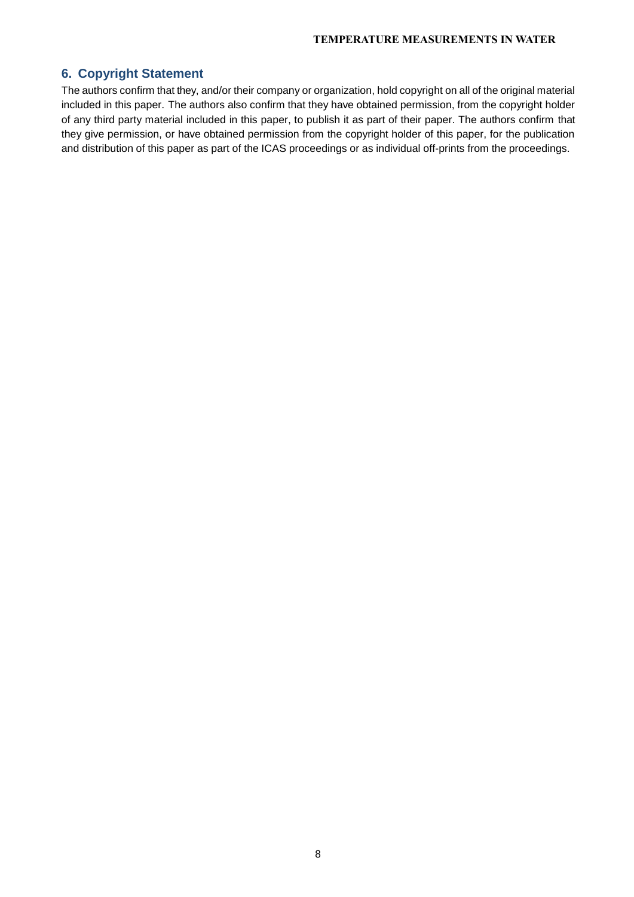## 6. Copyright Statement

The authors confirm that they, and/or their company or organization, hold copyright on all of the original material included in this paper. The authors also confirm that they have obtained permission, from the copyright holder of any third party material included in this paper, to publish it as part of their paper. The authors confirm that they give permission, or have obtained permission from the copyright holder of this paper, for the publication and distribution of this paper as part of the ICAS proceedings or as individual off-prints from the proceedings.